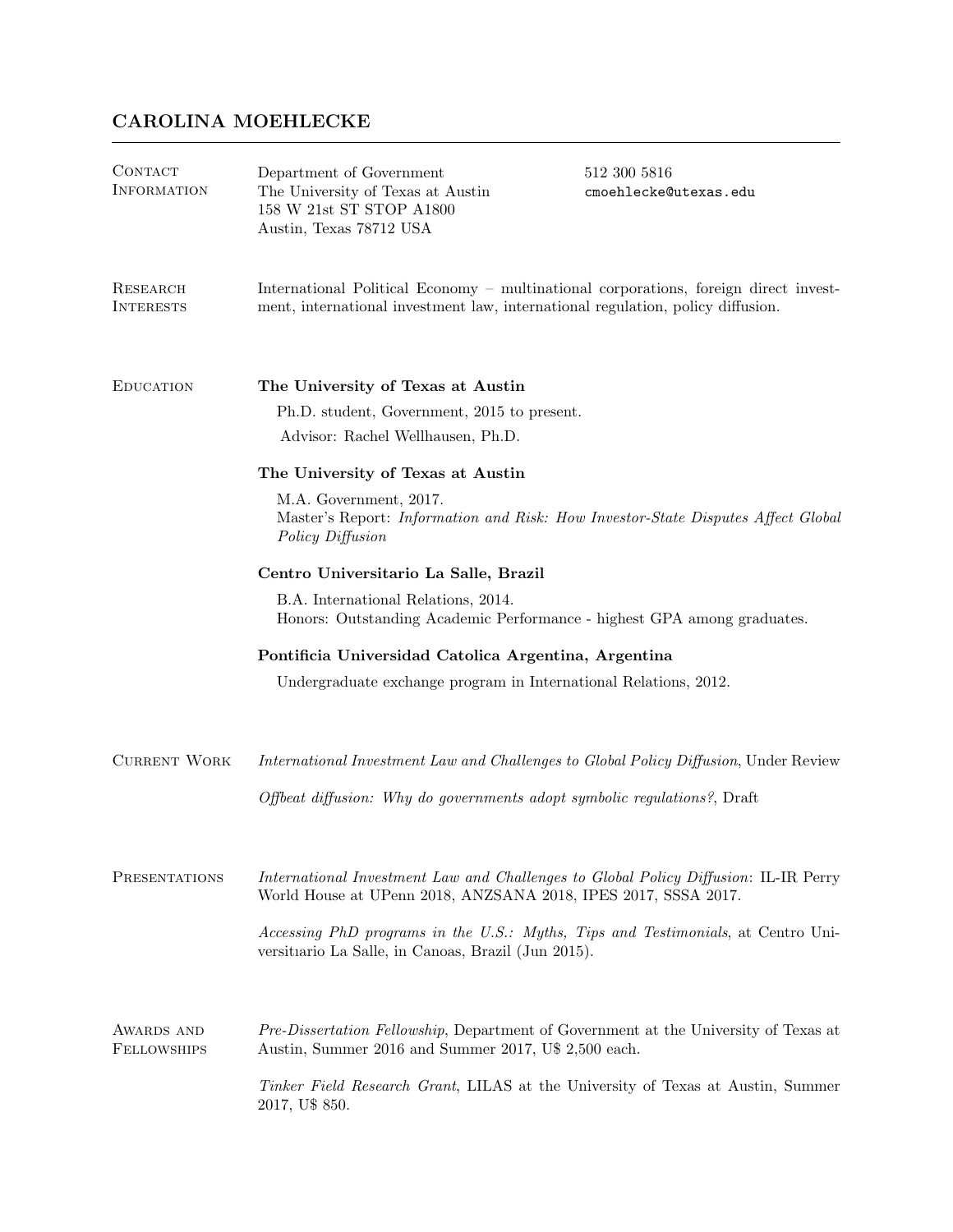# CAROLINA MOEHLECKE

## Contact Information

Department of Government
The University of Texas at Austin
158 W 21st ST STOP A1800
Austin, Texas 78712 USA

512 300 5816
cmoehlecke@utexas.edu

## Research Interests

International Political Economy – multinational corporations, foreign direct investment, international investment law, international regulation, policy diffusion.

## Education

**The University of Texas at Austin**

Ph.D. student, Government, 2015 to present.
Advisor: Rachel Wellhausen, Ph.D.

**The University of Texas at Austin**

M.A. Government, 2017.
Master's Report: *Information and Risk: How Investor-State Disputes Affect Global Policy Diffusion*

**Centro Universitario La Salle, Brazil**

B.A. International Relations, 2014.
Honors: Outstanding Academic Performance - highest GPA among graduates.

**Pontificia Universidad Catolica Argentina, Argentina**

Undergraduate exchange program in International Relations, 2012.

## Current Work

*International Investment Law and Challenges to Global Policy Diffusion*, Under Review

*Offbeat diffusion: Why do governments adopt symbolic regulations?*, Draft

## Presentations

*International Investment Law and Challenges to Global Policy Diffusion*: IL-IR Perry World House at UPenn 2018, ANZSANA 2018, IPES 2017, SSSA 2017.

*Accessing PhD programs in the U.S.: Myths, Tips and Testimonials*, at Centro Universitıario La Salle, in Canoas, Brazil (Jun 2015).

## Awards and Fellowships

*Pre-Dissertation Fellowship*, Department of Government at the University of Texas at Austin, Summer 2016 and Summer 2017, U$ 2,500 each.

*Tinker Field Research Grant*, LILAS at the University of Texas at Austin, Summer 2017, U$ 850.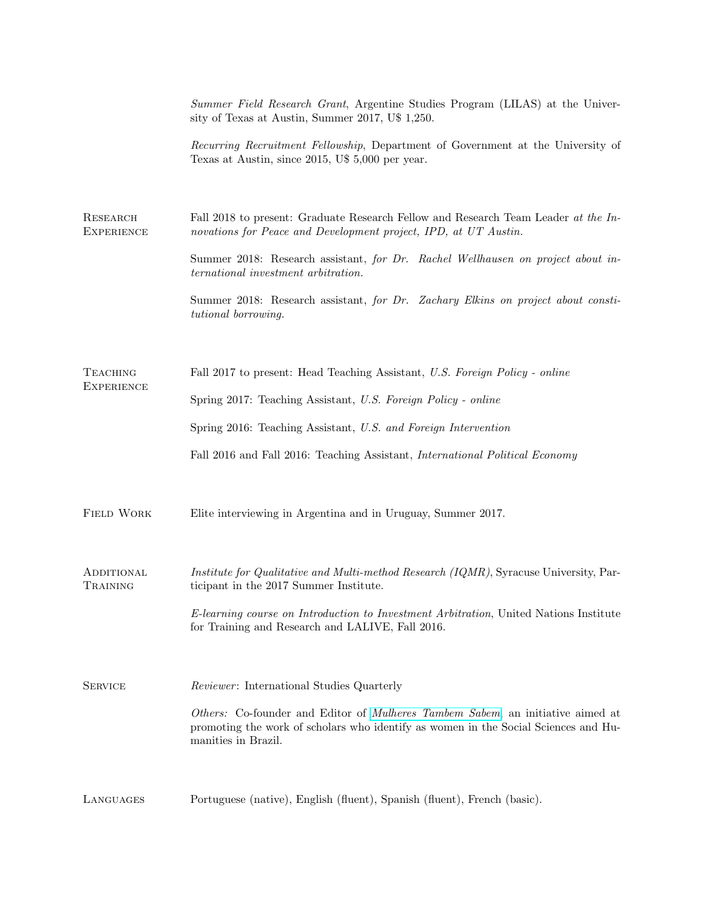*Summer Field Research Grant*, Argentine Studies Program (LILAS) at the University of Texas at Austin, Summer 2017, U$ 1,250.

*Recurring Recruitment Fellowship*, Department of Government at the University of Texas at Austin, since 2015, U$ 5,000 per year.

## Research Experience

Fall 2018 to present: Graduate Research Fellow and Research Team Leader *at the Innovations for Peace and Development project, IPD, at UT Austin.*

Summer 2018: Research assistant, *for Dr. Rachel Wellhausen on project about international investment arbitration.*

Summer 2018: Research assistant, *for Dr. Zachary Elkins on project about constitutional borrowing.*

## Teaching Experience

Fall 2017 to present: Head Teaching Assistant, *U.S. Foreign Policy - online*

Spring 2017: Teaching Assistant, *U.S. Foreign Policy - online*

Spring 2016: Teaching Assistant, *U.S. and Foreign Intervention*

Fall 2016 and Fall 2016: Teaching Assistant, *International Political Economy*

## Field Work

Elite interviewing in Argentina and in Uruguay, Summer 2017.

## Additional Training

*Institute for Qualitative and Multi-method Research (IQMR)*, Syracuse University, Participant in the 2017 Summer Institute.

*E-learning course on Introduction to Investment Arbitration*, United Nations Institute for Training and Research and LALIVE, Fall 2016.

## Service

*Reviewer*: International Studies Quarterly

*Others:* Co-founder and Editor of *Mulheres Tambem Sabem*, an initiative aimed at promoting the work of scholars who identify as women in the Social Sciences and Humanities in Brazil.

## Languages

Portuguese (native), English (fluent), Spanish (fluent), French (basic).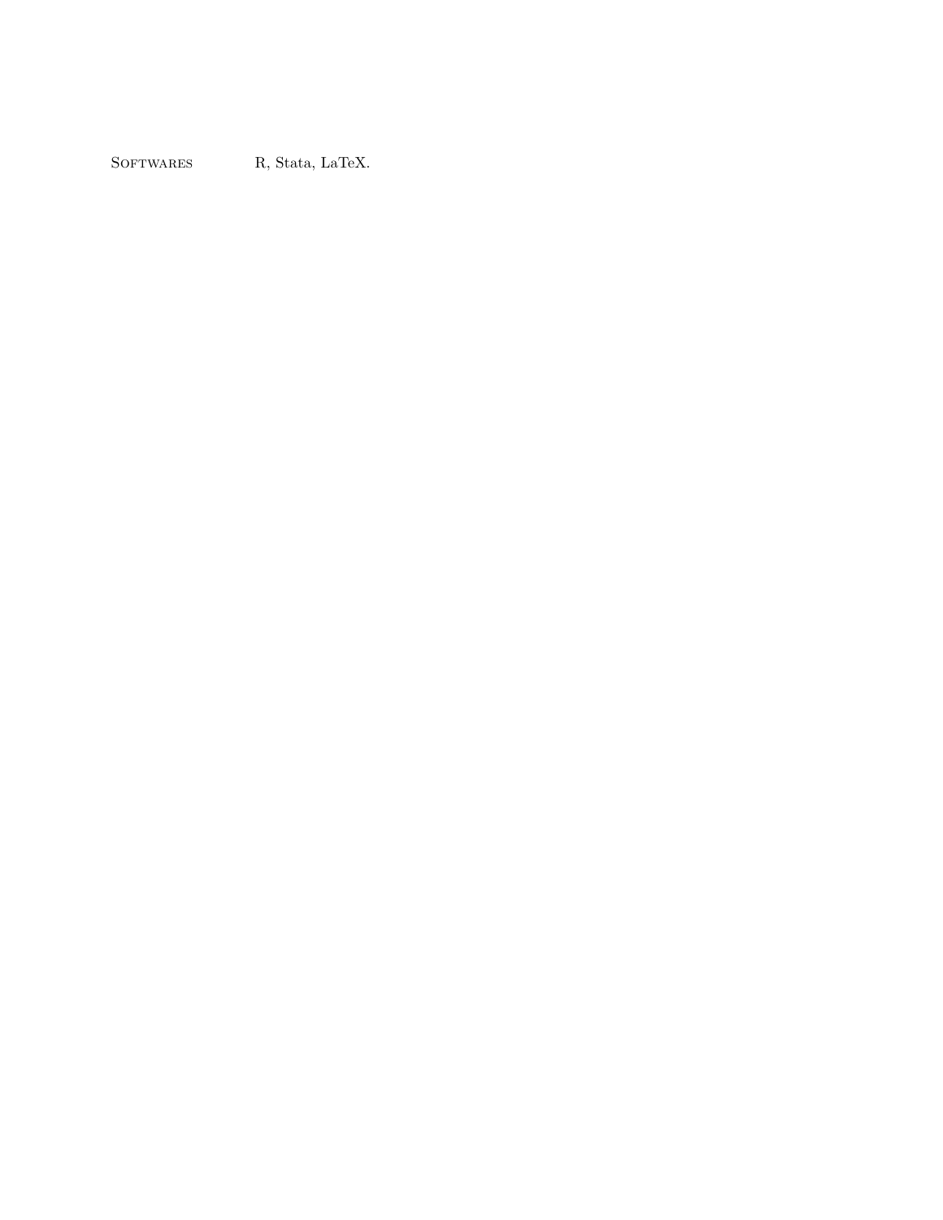| | |
|---|---|
| Softwares | R, Stata, LaTeX. |